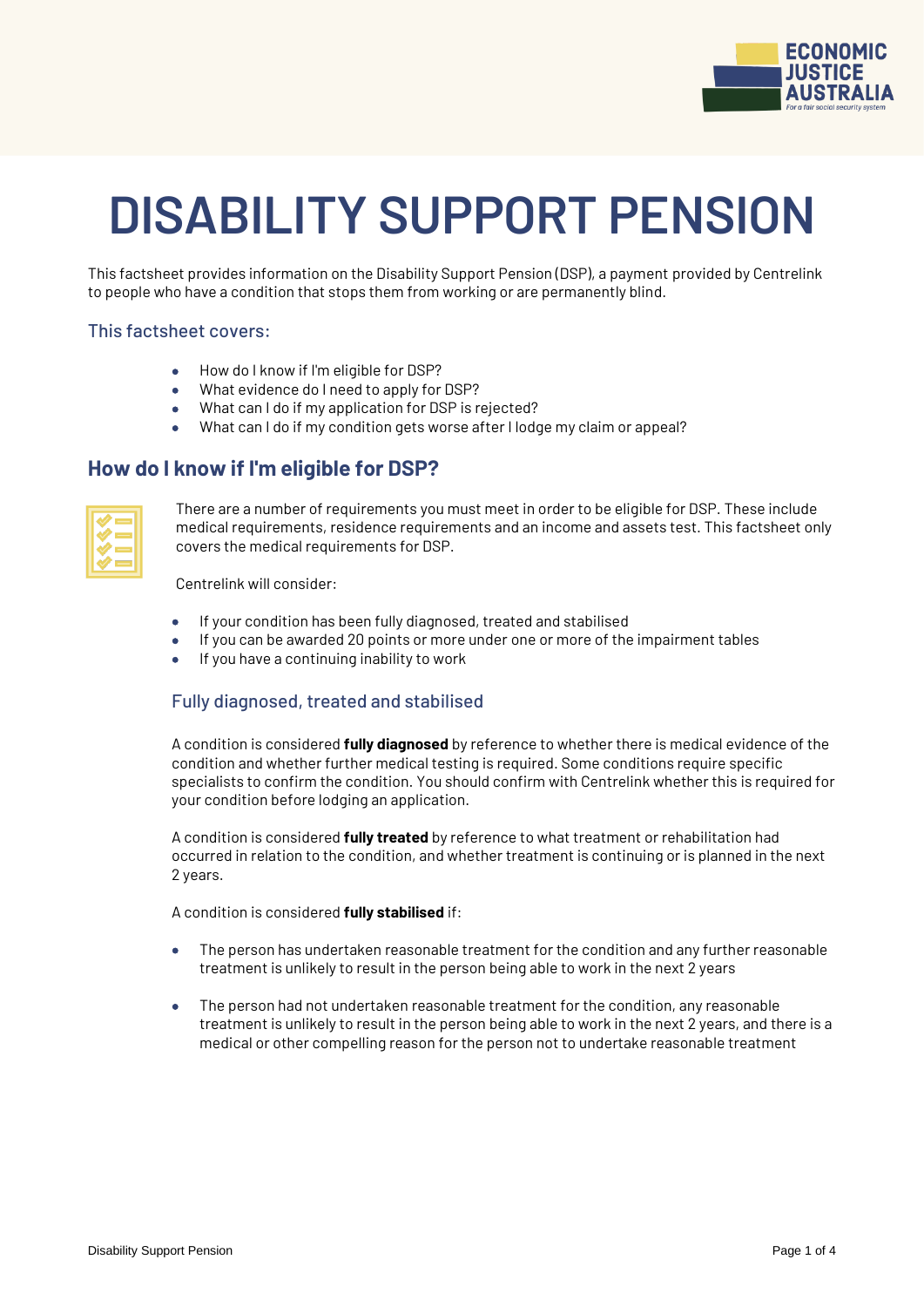# DISABILITY SUPPORT PENSION

This factsheet provides information on the Disability Support Pension (DSP), a payment provided by Centrelink to people who have a condition that stops them from working or are permanently blind.

### This factsheet covers:

- How do I know if I'm eligible for DSP?
- What evidence do I need to apply for DSP?
- What can I do if my application for DSP is rejected?
- What can I do if my condition gets worse after I lodge my claim or appeal?

## How do I know if I'm eligible for DSP?

There are a number of requirements you must meet in order to be eligible for DSP. These include medical requirements, residence requirements and an income and assets test. This factsheet only covers the medical requirements for DSP.

Centrelink will consider:

- If your condition has been fully diagnosed, treated and stabilised
- If you can be awarded 20 points or more under one or more of the impairment tables
- If you have a continuing inability to work

### Fully diagnosed, treated and stabilised

A condition is considered **fully diagnosed** by reference to whether there is medical evidence of the condition and whether further medical testing is required. Some conditions require specific specialists to confirm the condition. You should confirm with Centrelink whether this is required for your condition before lodging an application.

A condition is considered **fully treated** by reference to what treatment or rehabilitation had occurred in relation to the condition, and whether treatment is continuing or is planned in the next 2 years.

A condition is considered **fully stabilised** if:

- The person has undertaken reasonable treatment for the condition and any further reasonable treatment is unlikely to result in the person being able to work in the next 2 years
- The person had not undertaken reasonable treatment for the condition, any reasonable treatment is unlikely to result in the person being able to work in the next 2 years, and there is a medical or other compelling reason for the person not to undertake reasonable treatment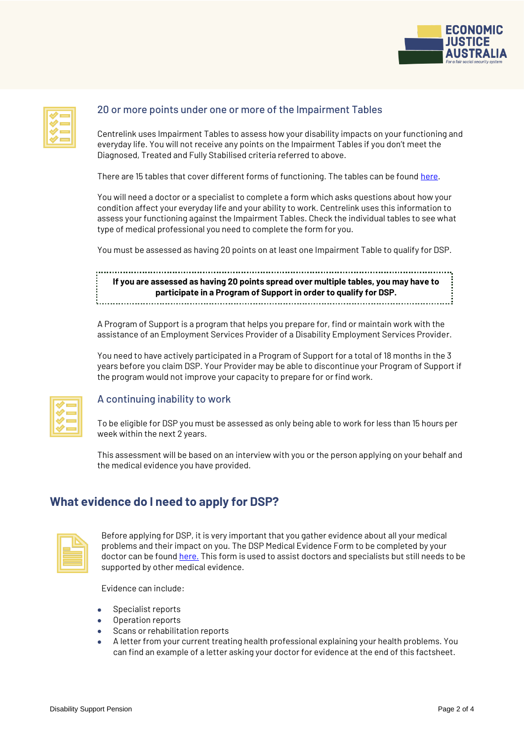### 20 or more points under one or more of the Impairment Tables

Centrelink uses Impairment Tables to assess how your disability impacts on your functioning and everyday life. You will not receive any points on the Impairment Tables if you don't meet the Diagnosed, Treated and Fully Stabilised criteria referred to above.

There are 15 tables that cover different forms of functioning. The tables can be found here.

You will need a doctor or a specialist to complete a form which asks questions about how your condition affect your everyday life and your ability to work. Centrelink uses this information to assess your functioning against the Impairment Tables. Check the individual tables to see what type of medical professional you need to complete the form for you.

You must be assessed as having 20 points on at least one Impairment Table to qualify for DSP.

**If you are assessed as having 20 points spread over multiple tables, you may have to participate in a Program of Support in order to qualify for DSP.**

A Program of Support is a program that helps you prepare for, find or maintain work with the assistance of an Employment Services Provider of a Disability Employment Services Provider.

You need to have actively participated in a Program of Support for a total of 18 months in the 3 years before you claim DSP. Your Provider may be able to discontinue your Program of Support if the program would not improve your capacity to prepare for or find work.

### A continuing inability to work

To be eligible for DSP you must be assessed as only being able to work for less than 15 hours per week within the next 2 years.

This assessment will be based on an interview with you or the person applying on your behalf and the medical evidence you have provided.

## What evidence do I need to apply for DSP?

Before applying for DSP, it is very important that you gather evidence about all your medical problems and their impact on you. The DSP Medical Evidence Form to be completed by your doctor can be found here. This form is used to assist doctors and specialists but still needs to be supported by other medical evidence.

Evidence can include:

- Specialist reports
- Operation reports
- Scans or rehabilitation reports
- A letter from your current treating health professional explaining your health problems. You can find an example of a letter asking your doctor for evidence at the end of this factsheet.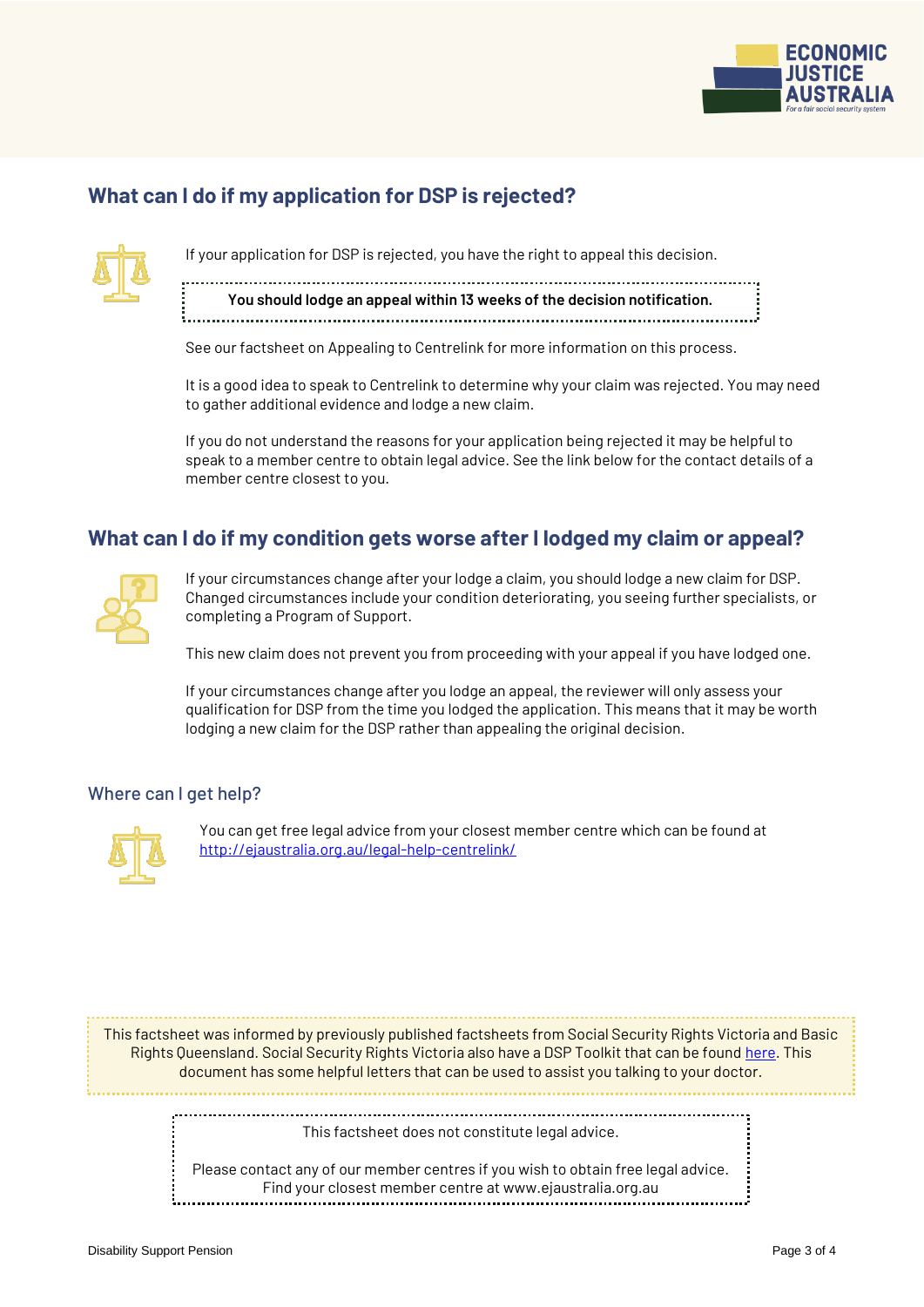## What can I do if my application for DSP is rejected?

If your application for DSP is rejected, you have the right to appeal this decision.

**You should lodge an appeal within 13 weeks of the decision notification.**

See our factsheet on Appealing to Centrelink for more information on this process.

It is a good idea to speak to Centrelink to determine why your claim was rejected. You may need to gather additional evidence and lodge a new claim.

If you do not understand the reasons for your application being rejected it may be helpful to speak to a member centre to obtain legal advice. See the link below for the contact details of a member centre closest to you.

## What can I do if my condition gets worse after I lodged my claim or appeal?

If your circumstances change after your lodge a claim, you should lodge a new claim for DSP. Changed circumstances include your condition deteriorating, you seeing further specialists, or completing a Program of Support.

This new claim does not prevent you from proceeding with your appeal if you have lodged one.

If your circumstances change after you lodge an appeal, the reviewer will only assess your qualification for DSP from the time you lodged the application. This means that it may be worth lodging a new claim for the DSP rather than appealing the original decision.

### Where can I get help?

You can get free legal advice from your closest member centre which can be found at http://ejaustralia.org.au/legal-help-centrelink/

This factsheet was informed by previously published factsheets from Social Security Rights Victoria and Basic Rights Queensland. Social Security Rights Victoria also have a DSP Toolkit that can be found here. This document has some helpful letters that can be used to assist you talking to your doctor.

This factsheet does not constitute legal advice.

Please contact any of our member centres if you wish to obtain free legal advice. Find your closest member centre at www.ejaustralia.org.au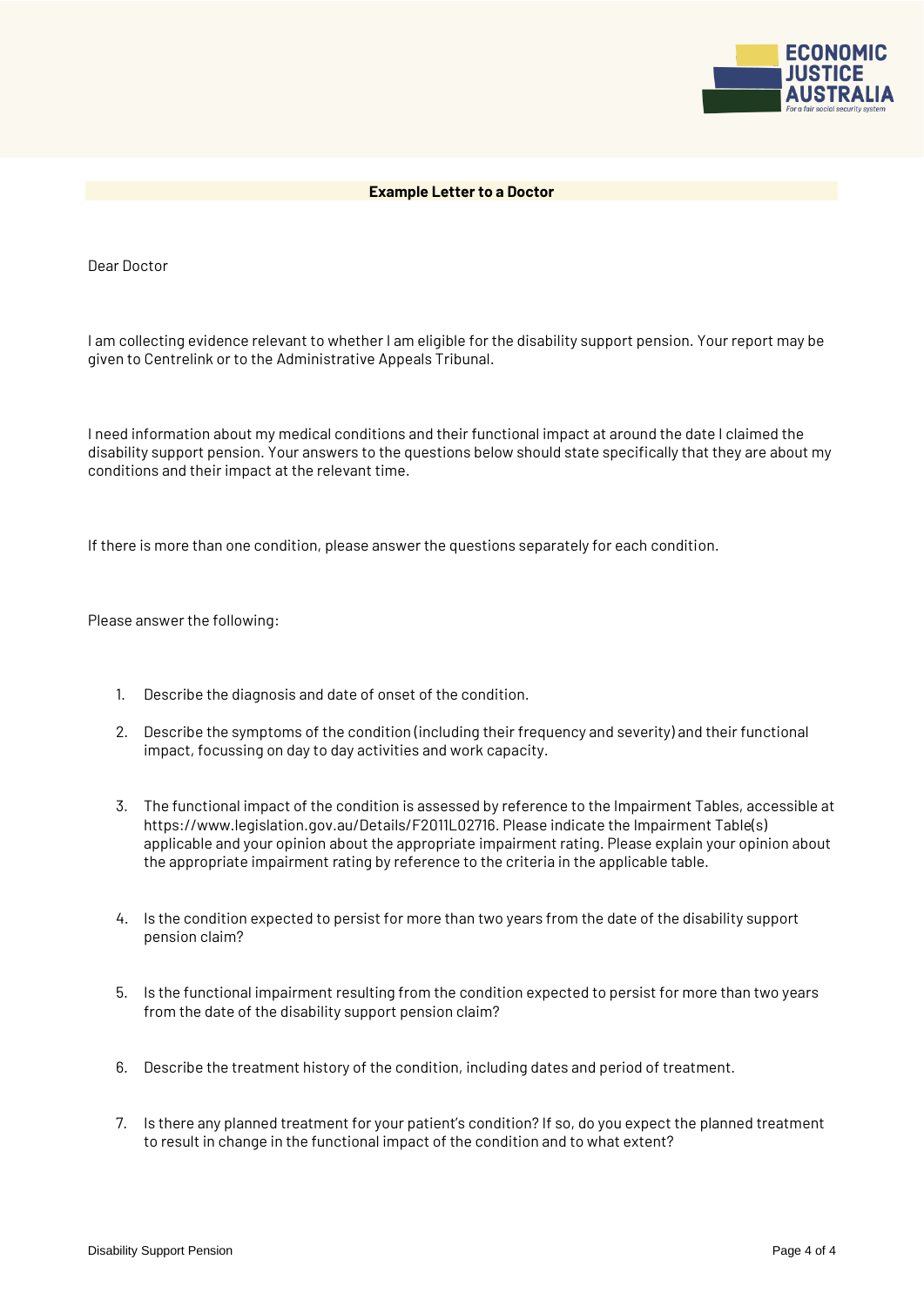**Example Letter to a Doctor**

Dear Doctor

I am collecting evidence relevant to whether I am eligible for the disability support pension. Your report may be given to Centrelink or to the Administrative Appeals Tribunal.

I need information about my medical conditions and their functional impact at around the date I claimed the disability support pension. Your answers to the questions below should state specifically that they are about my conditions and their impact at the relevant time.

If there is more than one condition, please answer the questions separately for each condition.

Please answer the following:

1. Describe the diagnosis and date of onset of the condition.
2. Describe the symptoms of the condition (including their frequency and severity) and their functional impact, focussing on day to day activities and work capacity.
3. The functional impact of the condition is assessed by reference to the Impairment Tables, accessible at https://www.legislation.gov.au/Details/F2011L02716. Please indicate the Impairment Table(s) applicable and your opinion about the appropriate impairment rating. Please explain your opinion about the appropriate impairment rating by reference to the criteria in the applicable table.
4. Is the condition expected to persist for more than two years from the date of the disability support pension claim?
5. Is the functional impairment resulting from the condition expected to persist for more than two years from the date of the disability support pension claim?
6. Describe the treatment history of the condition, including dates and period of treatment.
7. Is there any planned treatment for your patient's condition? If so, do you expect the planned treatment to result in change in the functional impact of the condition and to what extent?